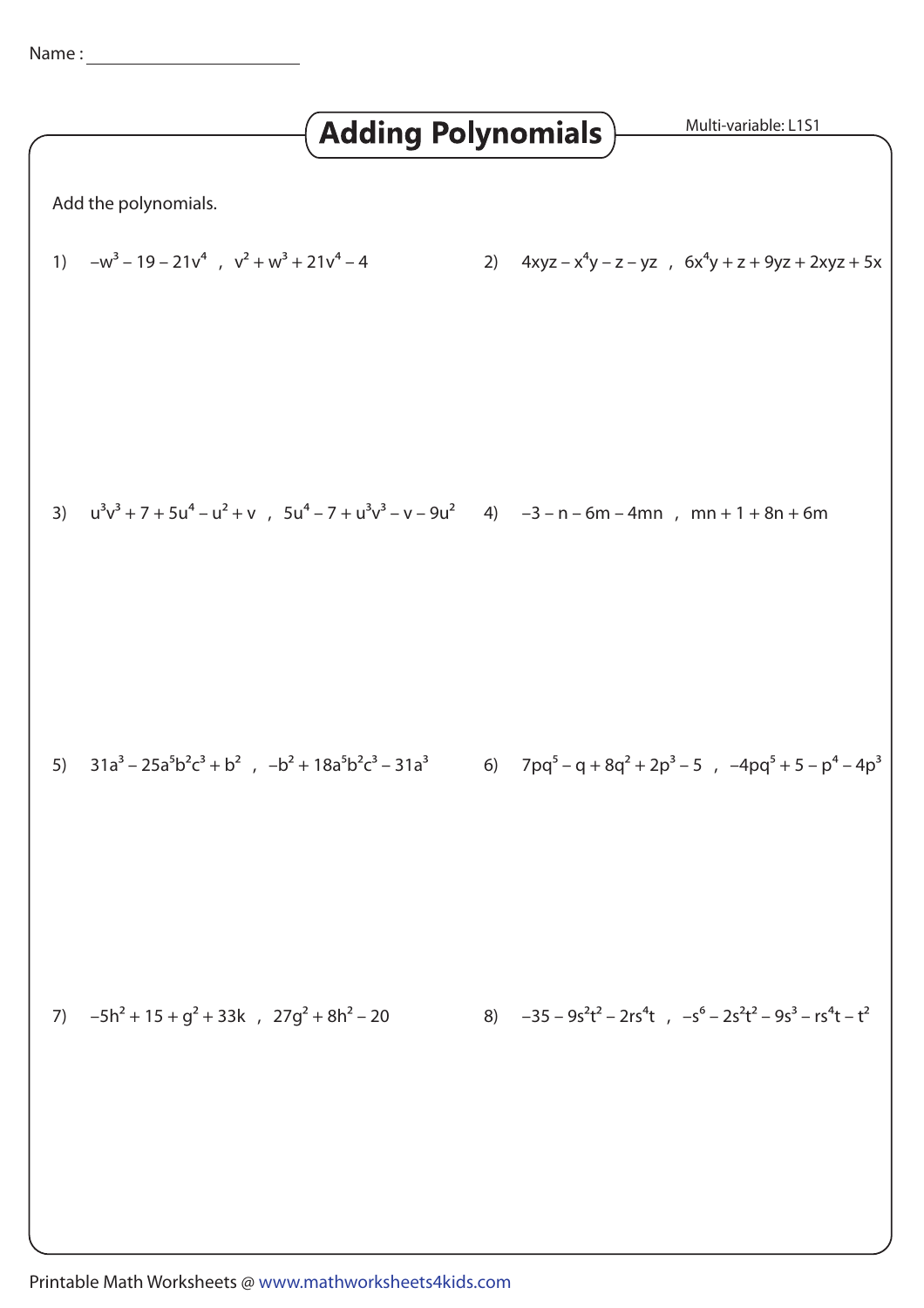Name : ______________________

# Adding Polynomials

Multi-variable: L1S1

Add the polynomials.

1) $-w^3 - 19 - 21v^4$ , $v^2 + w^3 + 21v^4 - 4$

2) $4xyz - x^4y - z - yz$ , $6x^4y + z + 9yz + 2xyz + 5x$

3) $u^3v^3 + 7 + 5u^4 - u^2 + v$ , $5u^4 - 7 + u^3v^3 - v - 9u^2$

4) $-3 - n - 6m - 4mn$ , $mn + 1 + 8n + 6m$

5) $31a^3 - 25a^5b^2c^3 + b^2$ , $-b^2 + 18a^5b^2c^3 - 31a^3$

6) $7pq^5 - q + 8q^2 + 2p^3 - 5$ , $-4pq^5 + 5 - p^4 - 4p^3$

7) $-5h^2 + 15 + g^2 + 33k$ , $27g^2 + 8h^2 - 20$

8) $-35 - 9s^2t^2 - 2rs^4t$ , $-s^6 - 2s^2t^2 - 9s^3 - rs^4t - t^2$

Printable Math Worksheets @ www.mathworksheets4kids.com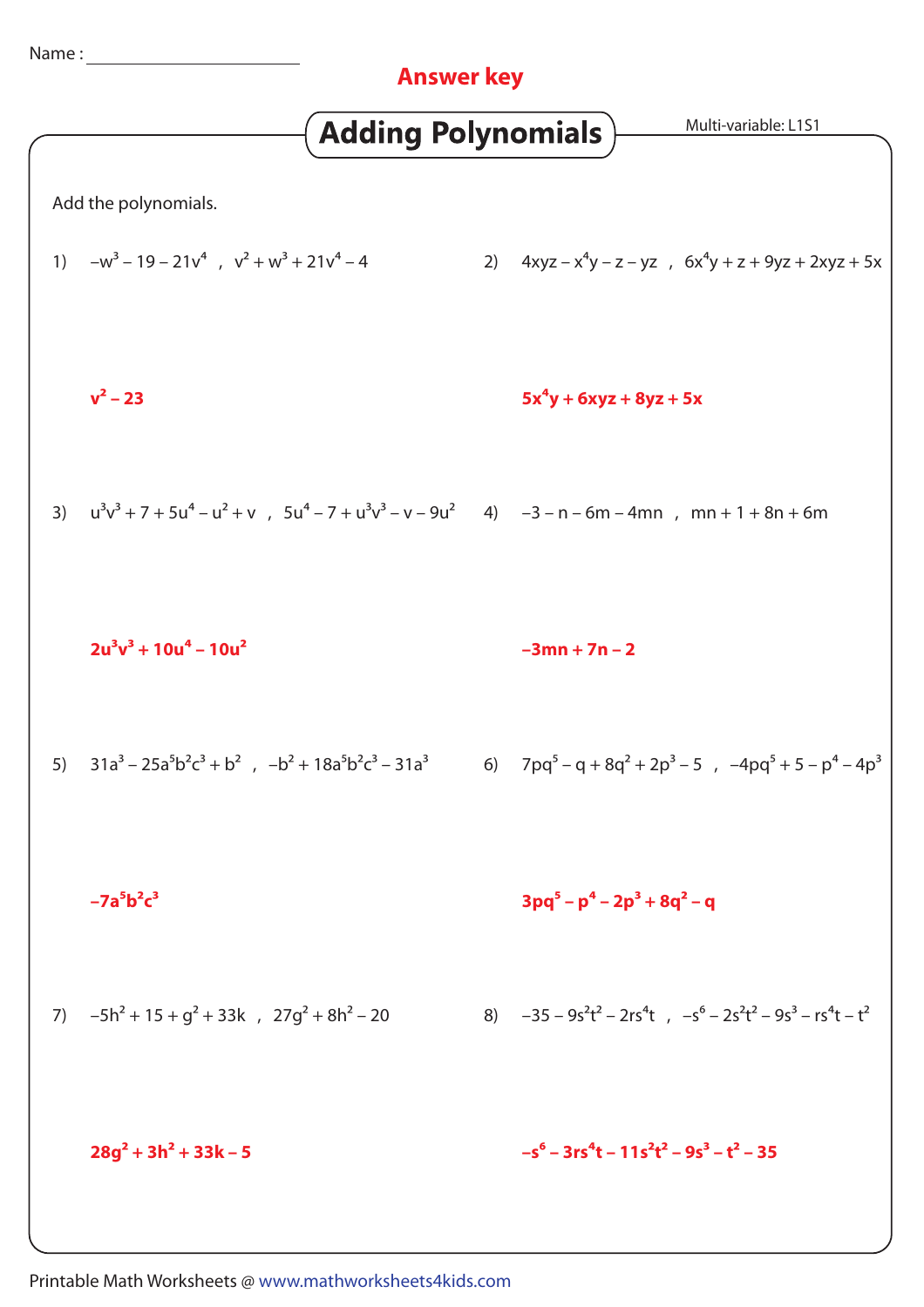Name : ______________________

**Answer key**

# Adding Polynomials

Multi-variable: L1S1

Add the polynomials.

1) $-w^3 - 19 - 21v^4$ , $v^2 + w^3 + 21v^4 - 4$

**$v^2 - 23$**

2) $4xyz - x^4y - z - yz$ , $6x^4y + z + 9yz + 2xyz + 5x$

**$5x^4y + 6xyz + 8yz + 5x$**

3) $u^3v^3 + 7 + 5u^4 - u^2 + v$ , $5u^4 - 7 + u^3v^3 - v - 9u^2$

**$2u^3v^3 + 10u^4 - 10u^2$**

4) $-3 - n - 6m - 4mn$ , $mn + 1 + 8n + 6m$

**$-3mn + 7n - 2$**

5) $31a^3 - 25a^5b^2c^3 + b^2$ , $-b^2 + 18a^5b^2c^3 - 31a^3$

**$-7a^5b^2c^3$**

6) $7pq^5 - q + 8q^2 + 2p^3 - 5$ , $-4pq^5 + 5 - p^4 - 4p^3$

**$3pq^5 - p^4 - 2p^3 + 8q^2 - q$**

7) $-5h^2 + 15 + g^2 + 33k$ , $27g^2 + 8h^2 - 20$

**$28g^2 + 3h^2 + 33k - 5$**

8) $-35 - 9s^2t^2 - 2rs^4t$ , $-s^6 - 2s^2t^2 - 9s^3 - rs^4t - t^2$

**$-s^6 - 3rs^4t - 11s^2t^2 - 9s^3 - t^2 - 35$**

Printable Math Worksheets @ www.mathworksheets4kids.com